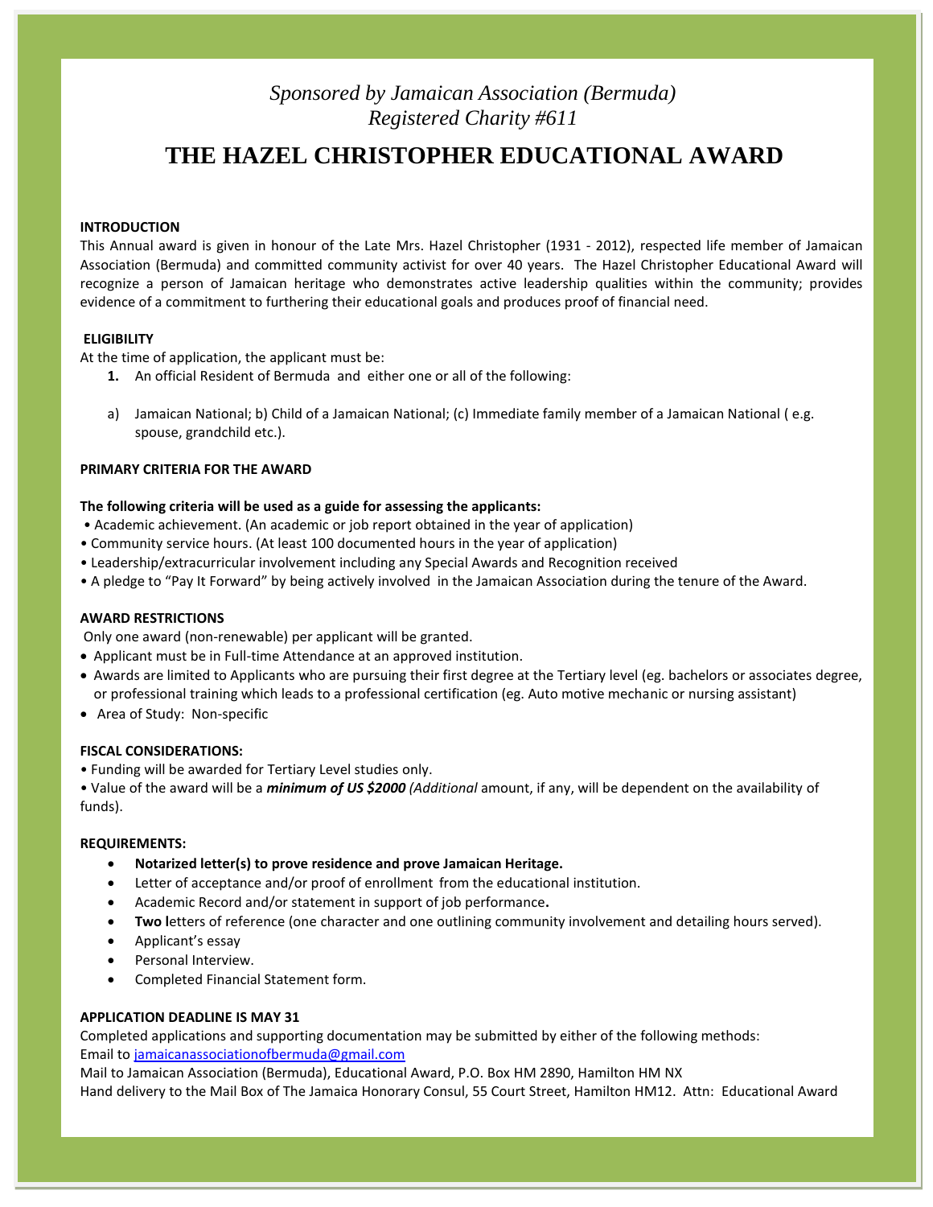*Sponsored by Jamaican Association (Bermuda)*
*Registered Charity #611*

# THE HAZEL CHRISTOPHER EDUCATIONAL AWARD

**INTRODUCTION**

This Annual award is given in honour of the Late Mrs. Hazel Christopher (1931 - 2012), respected life member of Jamaican Association (Bermuda) and committed community activist for over 40 years. The Hazel Christopher Educational Award will recognize a person of Jamaican heritage who demonstrates active leadership qualities within the community; provides evidence of a commitment to furthering their educational goals and produces proof of financial need.

**ELIGIBILITY**

At the time of application, the applicant must be:

1. An official Resident of Bermuda and either one or all of the following:

a) Jamaican National; b) Child of a Jamaican National; (c) Immediate family member of a Jamaican National ( e.g. spouse, grandchild etc.).

**PRIMARY CRITERIA FOR THE AWARD**

**The following criteria will be used as a guide for assessing the applicants:**

- Academic achievement. (An academic or job report obtained in the year of application)
- Community service hours. (At least 100 documented hours in the year of application)
- Leadership/extracurricular involvement including any Special Awards and Recognition received
- A pledge to "Pay It Forward" by being actively involved in the Jamaican Association during the tenure of the Award.

**AWARD RESTRICTIONS**

Only one award (non-renewable) per applicant will be granted.

- Applicant must be in Full-time Attendance at an approved institution.
- Awards are limited to Applicants who are pursuing their first degree at the Tertiary level (eg. bachelors or associates degree, or professional training which leads to a professional certification (eg. Auto motive mechanic or nursing assistant)
- Area of Study: Non-specific

**FISCAL CONSIDERATIONS:**

- Funding will be awarded for Tertiary Level studies only.
- Value of the award will be a ***minimum of US $2000*** *(Additional* amount, if any, will be dependent on the availability of funds).

**REQUIREMENTS:**

- **Notarized letter(s) to prove residence and prove Jamaican Heritage.**
- Letter of acceptance and/or proof of enrollment from the educational institution.
- Academic Record and/or statement in support of job performance**.**
- **Two l**etters of reference (one character and one outlining community involvement and detailing hours served).
- Applicant's essay
- Personal Interview.
- Completed Financial Statement form.

**APPLICATION DEADLINE IS MAY 31**

Completed applications and supporting documentation may be submitted by either of the following methods:
Email to jamaicanassociationofbermuda@gmail.com
Mail to Jamaican Association (Bermuda), Educational Award, P.O. Box HM 2890, Hamilton HM NX
Hand delivery to the Mail Box of The Jamaica Honorary Consul, 55 Court Street, Hamilton HM12. Attn: Educational Award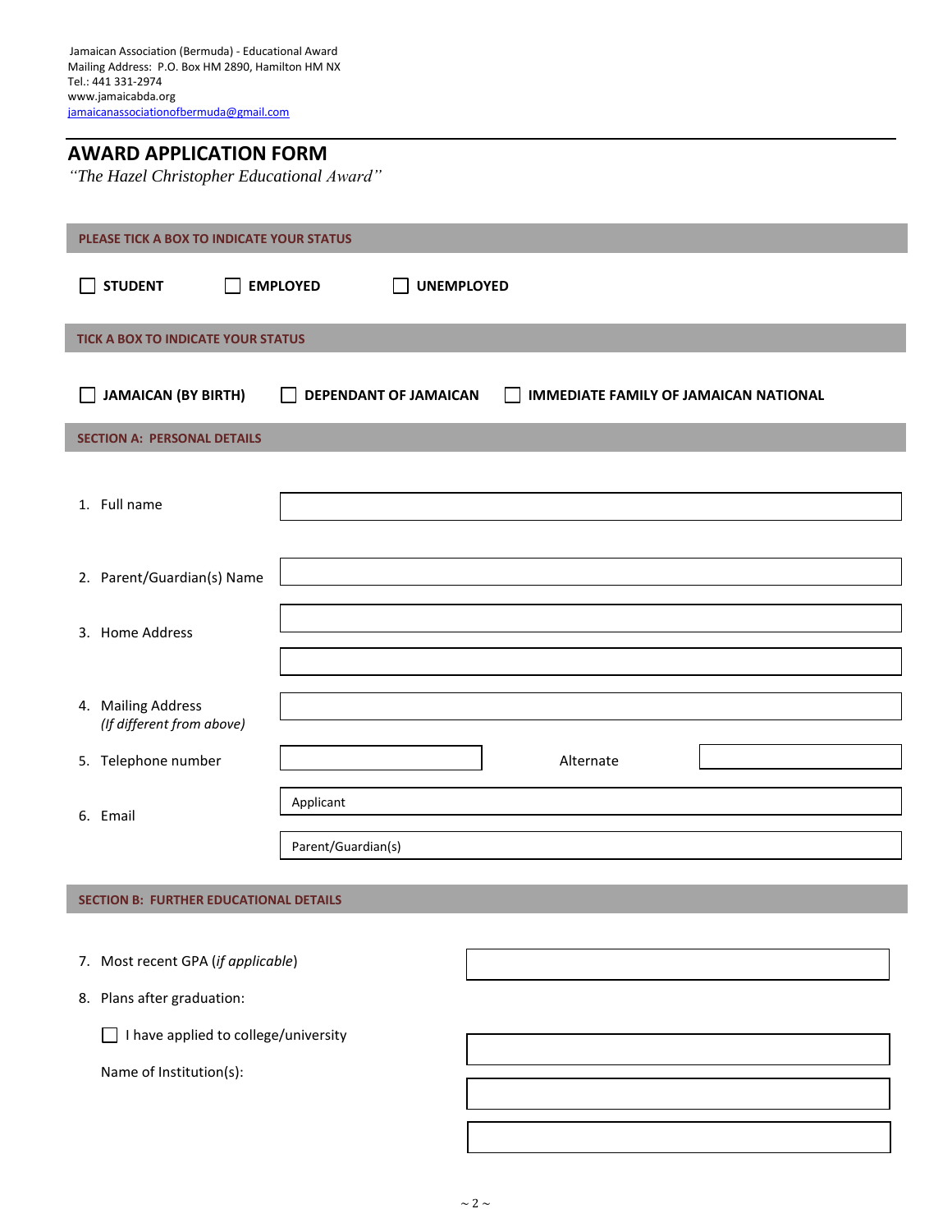Jamaican Association (Bermuda) - Educational Award
Mailing Address: P.O. Box HM 2890, Hamilton HM NX
Tel.: 441 331-2974
www.jamaicabda.org
jamaicanassociationofbermuda@gmail.com

# AWARD APPLICATION FORM

*"The Hazel Christopher Educational Award"*

## PLEASE TICK A BOX TO INDICATE YOUR STATUS

☐ **STUDENT** ☐ **EMPLOYED** ☐ **UNEMPLOYED**

## TICK A BOX TO INDICATE YOUR STATUS

☐ **JAMAICAN (BY BIRTH)** ☐ **DEPENDANT OF JAMAICAN** ☐ **IMMEDIATE FAMILY OF JAMAICAN NATIONAL**

## SECTION A: PERSONAL DETAILS

1. Full name ____________________

2. Parent/Guardian(s) Name ____________________

3. Home Address ____________________
   ____________________

4. Mailing Address
   *(If different from above)* ____________________

5. Telephone number ____________________ Alternate ____________________

6. Email
   Applicant ____________________
   Parent/Guardian(s) ____________________

## SECTION B: FURTHER EDUCATIONAL DETAILS

7. Most recent GPA (*if applicable*) ____________________

8. Plans after graduation:

   ☐ I have applied to college/university

   Name of Institution(s):
   ____________________
   ____________________
   ____________________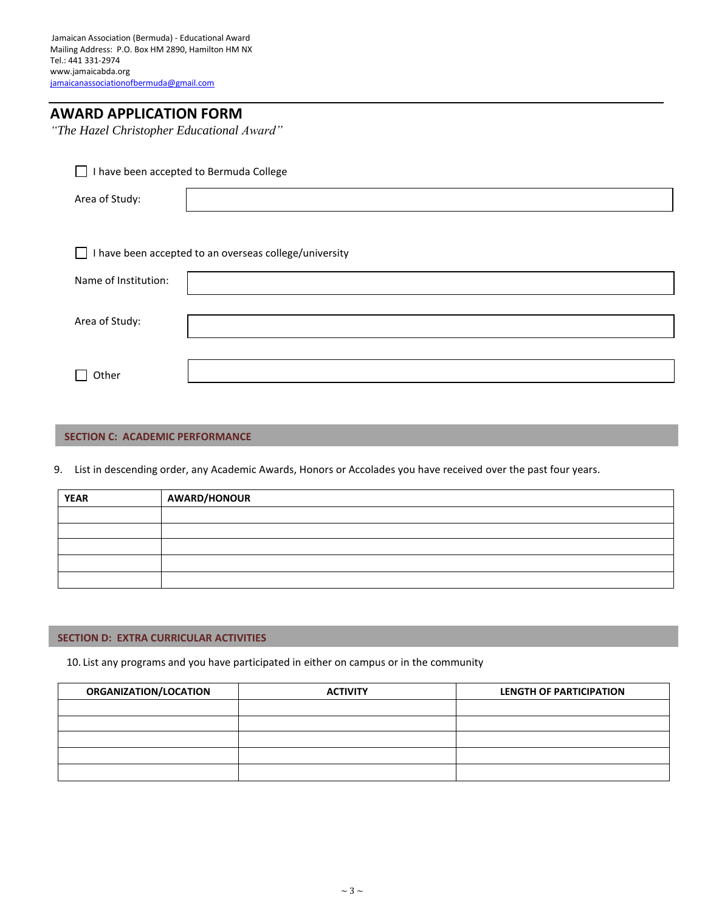Jamaican Association (Bermuda) - Educational Award
Mailing Address: P.O. Box HM 2890, Hamilton HM NX
Tel.: 441 331-2974
www.jamaicabda.org
jamaicanassociationofbermuda@gmail.com

# AWARD APPLICATION FORM

*"The Hazel Christopher Educational Award"*

☐ I have been accepted to Bermuda College

Area of Study: \_\_\_\_\_\_\_\_\_\_\_\_\_\_\_\_\_\_\_\_

☐ I have been accepted to an overseas college/university

Name of Institution: \_\_\_\_\_\_\_\_\_\_\_\_\_\_\_\_\_\_\_\_

Area of Study: \_\_\_\_\_\_\_\_\_\_\_\_\_\_\_\_\_\_\_\_

☐ Other \_\_\_\_\_\_\_\_\_\_\_\_\_\_\_\_\_\_\_\_

## SECTION C: ACADEMIC PERFORMANCE

9. List in descending order, any Academic Awards, Honors or Accolades you have received over the past four years.

| YEAR | AWARD/HONOUR |
|---|---|
| | |
| | |
| | |
| | |
| | |

## SECTION D: EXTRA CURRICULAR ACTIVITIES

10. List any programs and you have participated in either on campus or in the community

| ORGANIZATION/LOCATION | ACTIVITY | LENGTH OF PARTICIPATION |
|---|---|---|
| | | |
| | | |
| | | |
| | | |
| | | |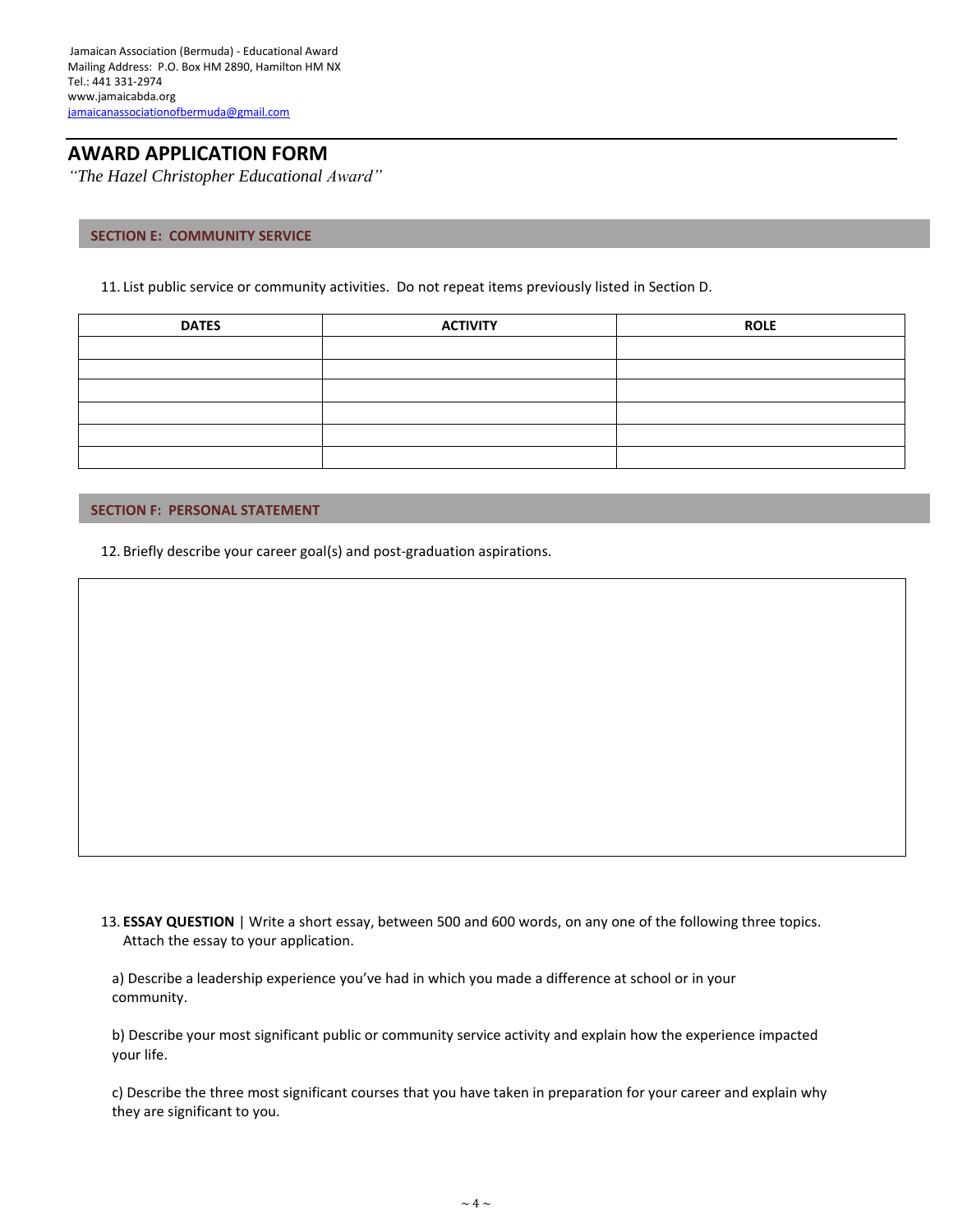Jamaican Association (Bermuda) - Educational Award
Mailing Address: P.O. Box HM 2890, Hamilton HM NX
Tel.: 441 331-2974
www.jamaicabda.org
jamaicanassociationofbermuda@gmail.com

# AWARD APPLICATION FORM

*"The Hazel Christopher Educational Award"*

## SECTION E: COMMUNITY SERVICE

11. List public service or community activities. Do not repeat items previously listed in Section D.

| DATES | ACTIVITY | ROLE |
|---|---|---|
| | | |
| | | |
| | | |
| | | |
| | | |
| | | |

## SECTION F: PERSONAL STATEMENT

12. Briefly describe your career goal(s) and post-graduation aspirations.

| |
|---|
| |

13. **ESSAY QUESTION** | Write a short essay, between 500 and 600 words, on any one of the following three topics. Attach the essay to your application.

a) Describe a leadership experience you've had in which you made a difference at school or in your community.

b) Describe your most significant public or community service activity and explain how the experience impacted your life.

c) Describe the three most significant courses that you have taken in preparation for your career and explain why they are significant to you.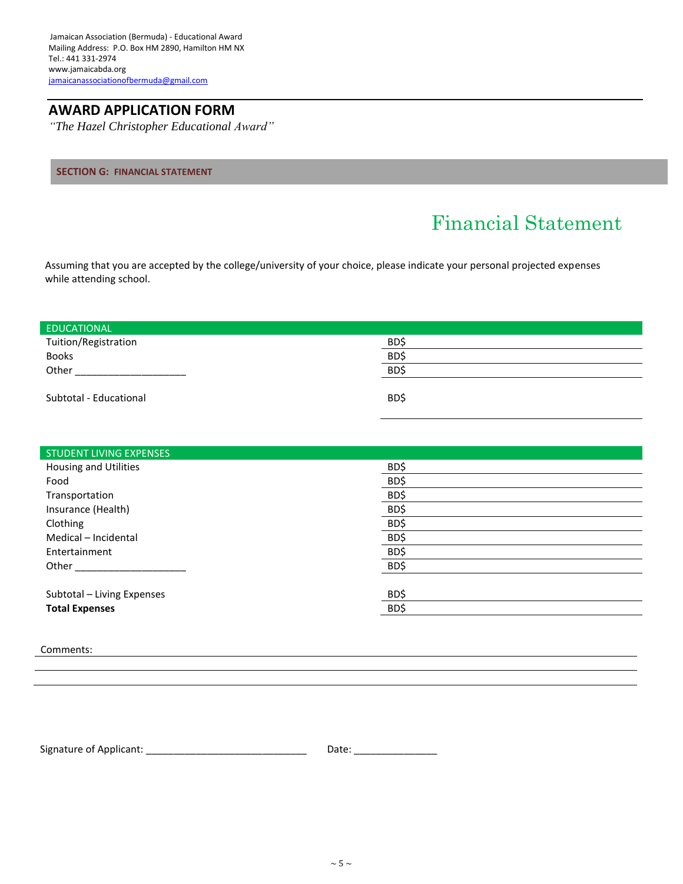Jamaican Association (Bermuda) - Educational Award
Mailing Address: P.O. Box HM 2890, Hamilton HM NX
Tel.: 441 331-2974
www.jamaicabda.org
jamaicanassociationofbermuda@gmail.com

## AWARD APPLICATION FORM

*"The Hazel Christopher Educational Award"*

### SECTION G: FINANCIAL STATEMENT

# Financial Statement

Assuming that you are accepted by the college/university of your choice, please indicate your personal projected expenses while attending school.

| EDUCATIONAL | |
|---|---|
| Tuition/Registration | BD$ |
| Books | BD$ |
| Other ____________________ | BD$ |
| Subtotal - Educational | BD$ |

| STUDENT LIVING EXPENSES | |
|---|---|
| Housing and Utilities | BD$ |
| Food | BD$ |
| Transportation | BD$ |
| Insurance (Health) | BD$ |
| Clothing | BD$ |
| Medical – Incidental | BD$ |
| Entertainment | BD$ |
| Other ____________________ | BD$ |
| Subtotal – Living Expenses | BD$ |
| **Total Expenses** | BD$ |

Comments: ____________________________________________________________

______________________________________________________________________

______________________________________________________________________

Signature of Applicant: ______________________________ Date: _______________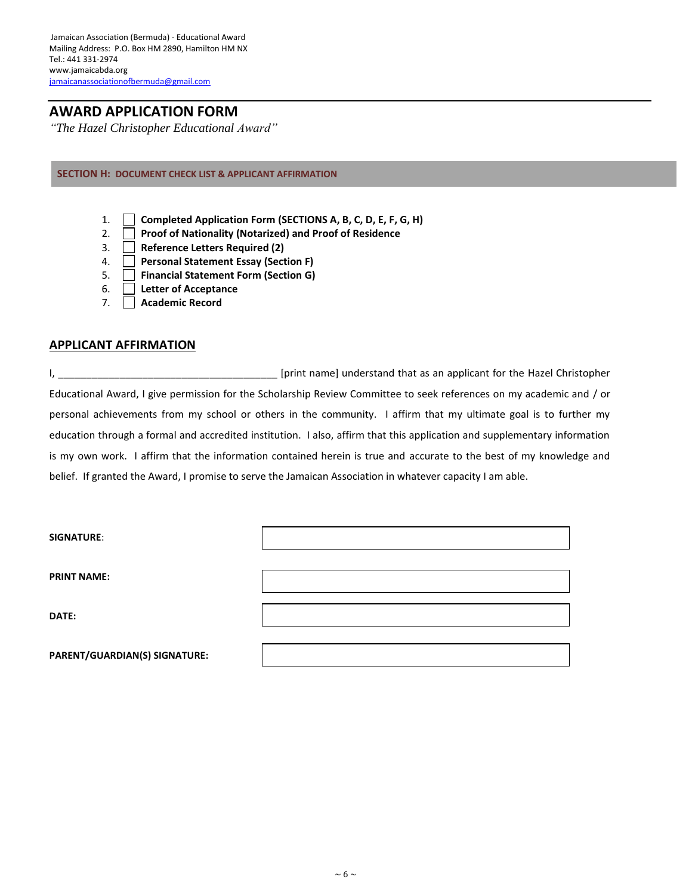Jamaican Association (Bermuda) - Educational Award
Mailing Address: P.O. Box HM 2890, Hamilton HM NX
Tel.: 441 331-2974
www.jamaicabda.org
jamaicanassociationofbermuda@gmail.com

# AWARD APPLICATION FORM

*"The Hazel Christopher Educational Award"*

## SECTION H: DOCUMENT CHECK LIST & APPLICANT AFFIRMATION

1. ☐ **Completed Application Form (SECTIONS A, B, C, D, E, F, G, H)**
2. ☐ **Proof of Nationality (Notarized) and Proof of Residence**
3. ☐ **Reference Letters Required (2)**
4. ☐ **Personal Statement Essay (Section F)**
5. ☐ **Financial Statement Form (Section G)**
6. ☐ **Letter of Acceptance**
7. ☐ **Academic Record**

## APPLICANT AFFIRMATION

I, ________________________________________ [print name] understand that as an applicant for the Hazel Christopher Educational Award, I give permission for the Scholarship Review Committee to seek references on my academic and / or personal achievements from my school or others in the community. I affirm that my ultimate goal is to further my education through a formal and accredited institution. I also, affirm that this application and supplementary information is my own work. I affirm that the information contained herein is true and accurate to the best of my knowledge and belief. If granted the Award, I promise to serve the Jamaican Association in whatever capacity I am able.

| | |
|---|---|
| **SIGNATURE**: | |
| **PRINT NAME:** | |
| **DATE:** | |
| **PARENT/GUARDIAN(S) SIGNATURE:** | |